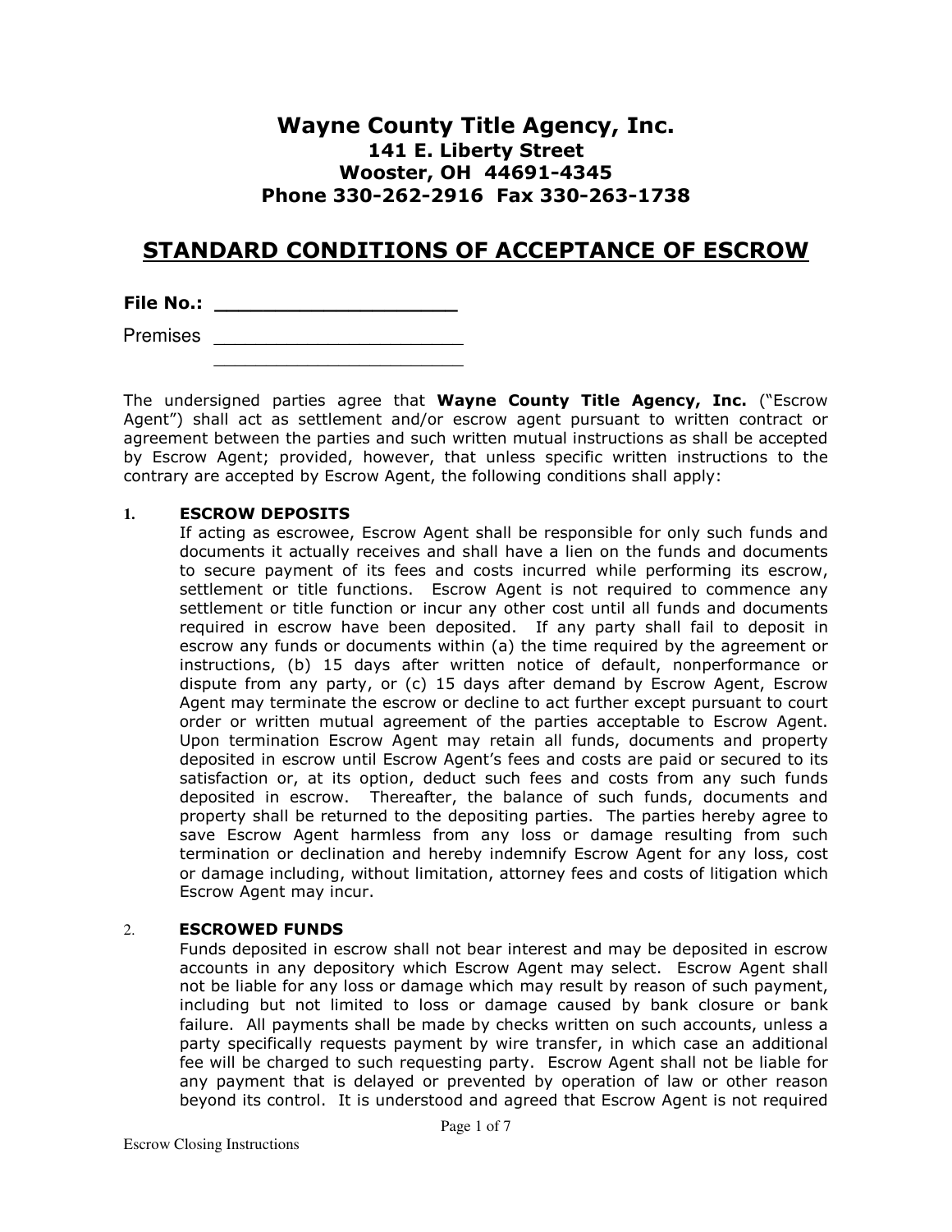# Wayne County Title Agency, Inc.

**141 E. Liberty Street**
**Wooster, OH 44691-4345**
**Phone 330-262-2916 Fax 330-263-1738**

## STANDARD CONDITIONS OF ACCEPTANCE OF ESCROW

**File No.:** ____________________

Premises ________________________
________________________

The undersigned parties agree that **Wayne County Title Agency, Inc.** ("Escrow Agent") shall act as settlement and/or escrow agent pursuant to written contract or agreement between the parties and such written mutual instructions as shall be accepted by Escrow Agent; provided, however, that unless specific written instructions to the contrary are accepted by Escrow Agent, the following conditions shall apply:

1. **ESCROW DEPOSITS**
   If acting as escrowee, Escrow Agent shall be responsible for only such funds and documents it actually receives and shall have a lien on the funds and documents to secure payment of its fees and costs incurred while performing its escrow, settlement or title functions. Escrow Agent is not required to commence any settlement or title function or incur any other cost until all funds and documents required in escrow have been deposited. If any party shall fail to deposit in escrow any funds or documents within (a) the time required by the agreement or instructions, (b) 15 days after written notice of default, nonperformance or dispute from any party, or (c) 15 days after demand by Escrow Agent, Escrow Agent may terminate the escrow or decline to act further except pursuant to court order or written mutual agreement of the parties acceptable to Escrow Agent. Upon termination Escrow Agent may retain all funds, documents and property deposited in escrow until Escrow Agent's fees and costs are paid or secured to its satisfaction or, at its option, deduct such fees and costs from any such funds deposited in escrow. Thereafter, the balance of such funds, documents and property shall be returned to the depositing parties. The parties hereby agree to save Escrow Agent harmless from any loss or damage resulting from such termination or declination and hereby indemnify Escrow Agent for any loss, cost or damage including, without limitation, attorney fees and costs of litigation which Escrow Agent may incur.

2. **ESCROWED FUNDS**
   Funds deposited in escrow shall not bear interest and may be deposited in escrow accounts in any depository which Escrow Agent may select. Escrow Agent shall not be liable for any loss or damage which may result by reason of such payment, including but not limited to loss or damage caused by bank closure or bank failure. All payments shall be made by checks written on such accounts, unless a party specifically requests payment by wire transfer, in which case an additional fee will be charged to such requesting party. Escrow Agent shall not be liable for any payment that is delayed or prevented by operation of law or other reason beyond its control. It is understood and agreed that Escrow Agent is not required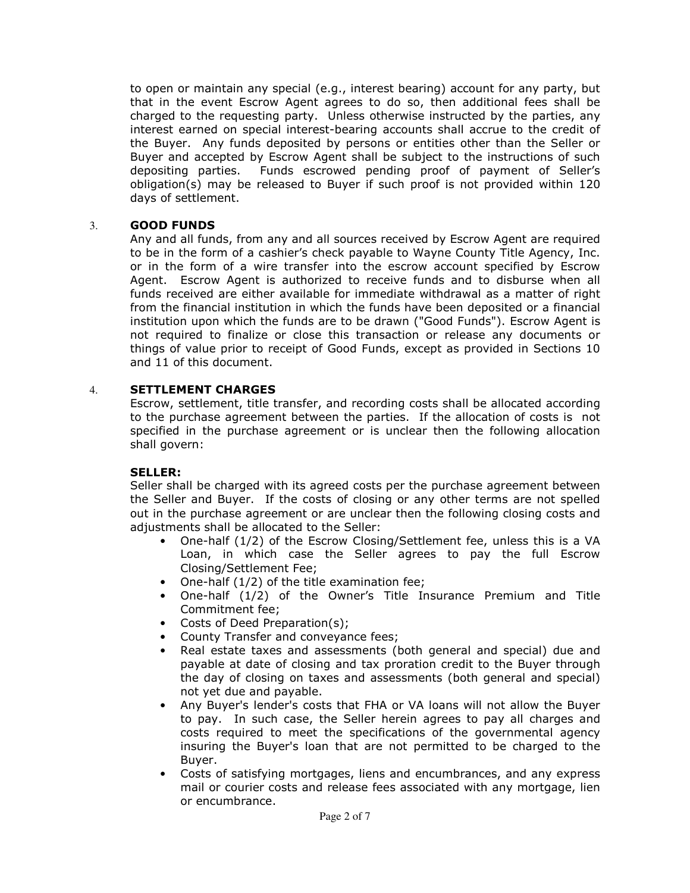to open or maintain any special (e.g., interest bearing) account for any party, but that in the event Escrow Agent agrees to do so, then additional fees shall be charged to the requesting party. Unless otherwise instructed by the parties, any interest earned on special interest-bearing accounts shall accrue to the credit of the Buyer. Any funds deposited by persons or entities other than the Seller or Buyer and accepted by Escrow Agent shall be subject to the instructions of such depositing parties. Funds escrowed pending proof of payment of Seller's obligation(s) may be released to Buyer if such proof is not provided within 120 days of settlement.

3. **GOOD FUNDS**

Any and all funds, from any and all sources received by Escrow Agent are required to be in the form of a cashier's check payable to Wayne County Title Agency, Inc. or in the form of a wire transfer into the escrow account specified by Escrow Agent. Escrow Agent is authorized to receive funds and to disburse when all funds received are either available for immediate withdrawal as a matter of right from the financial institution in which the funds have been deposited or a financial institution upon which the funds are to be drawn ("Good Funds"). Escrow Agent is not required to finalize or close this transaction or release any documents or things of value prior to receipt of Good Funds, except as provided in Sections 10 and 11 of this document.

4. **SETTLEMENT CHARGES**

Escrow, settlement, title transfer, and recording costs shall be allocated according to the purchase agreement between the parties. If the allocation of costs is not specified in the purchase agreement or is unclear then the following allocation shall govern:

**SELLER:**

Seller shall be charged with its agreed costs per the purchase agreement between the Seller and Buyer. If the costs of closing or any other terms are not spelled out in the purchase agreement or are unclear then the following closing costs and adjustments shall be allocated to the Seller:

- One-half (1/2) of the Escrow Closing/Settlement fee, unless this is a VA Loan, in which case the Seller agrees to pay the full Escrow Closing/Settlement Fee;
- One-half (1/2) of the title examination fee;
- One-half (1/2) of the Owner's Title Insurance Premium and Title Commitment fee;
- Costs of Deed Preparation(s);
- County Transfer and conveyance fees;
- Real estate taxes and assessments (both general and special) due and payable at date of closing and tax proration credit to the Buyer through the day of closing on taxes and assessments (both general and special) not yet due and payable.
- Any Buyer's lender's costs that FHA or VA loans will not allow the Buyer to pay. In such case, the Seller herein agrees to pay all charges and costs required to meet the specifications of the governmental agency insuring the Buyer's loan that are not permitted to be charged to the Buyer.
- Costs of satisfying mortgages, liens and encumbrances, and any express mail or courier costs and release fees associated with any mortgage, lien or encumbrance.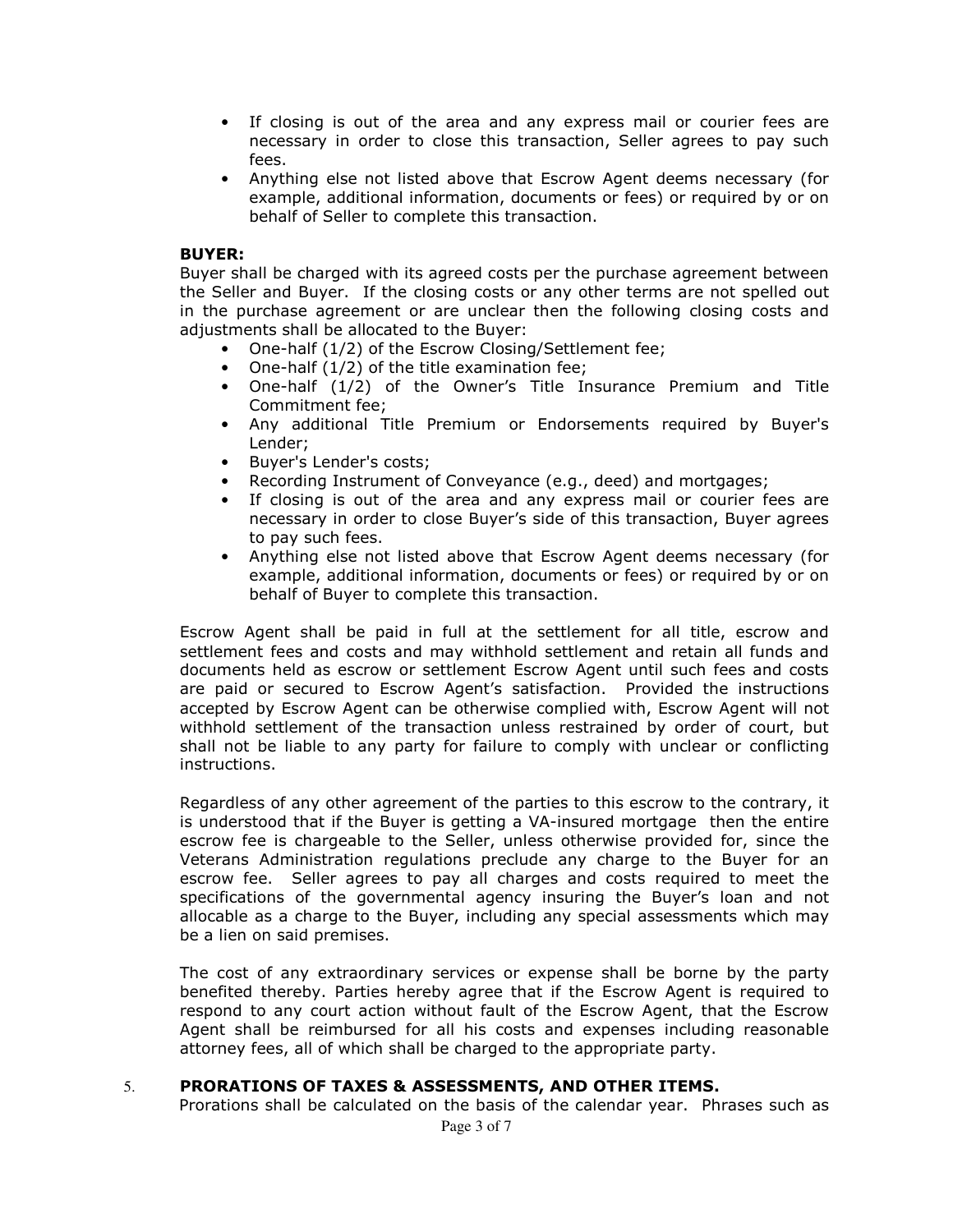- If closing is out of the area and any express mail or courier fees are necessary in order to close this transaction, Seller agrees to pay such fees.
- Anything else not listed above that Escrow Agent deems necessary (for example, additional information, documents or fees) or required by or on behalf of Seller to complete this transaction.

**BUYER:**

Buyer shall be charged with its agreed costs per the purchase agreement between the Seller and Buyer. If the closing costs or any other terms are not spelled out in the purchase agreement or are unclear then the following closing costs and adjustments shall be allocated to the Buyer:

- One-half (1/2) of the Escrow Closing/Settlement fee;
- One-half (1/2) of the title examination fee;
- One-half (1/2) of the Owner's Title Insurance Premium and Title Commitment fee;
- Any additional Title Premium or Endorsements required by Buyer's Lender;
- Buyer's Lender's costs;
- Recording Instrument of Conveyance (e.g., deed) and mortgages;
- If closing is out of the area and any express mail or courier fees are necessary in order to close Buyer's side of this transaction, Buyer agrees to pay such fees.
- Anything else not listed above that Escrow Agent deems necessary (for example, additional information, documents or fees) or required by or on behalf of Buyer to complete this transaction.

Escrow Agent shall be paid in full at the settlement for all title, escrow and settlement fees and costs and may withhold settlement and retain all funds and documents held as escrow or settlement Escrow Agent until such fees and costs are paid or secured to Escrow Agent's satisfaction. Provided the instructions accepted by Escrow Agent can be otherwise complied with, Escrow Agent will not withhold settlement of the transaction unless restrained by order of court, but shall not be liable to any party for failure to comply with unclear or conflicting instructions.

Regardless of any other agreement of the parties to this escrow to the contrary, it is understood that if the Buyer is getting a VA-insured mortgage then the entire escrow fee is chargeable to the Seller, unless otherwise provided for, since the Veterans Administration regulations preclude any charge to the Buyer for an escrow fee. Seller agrees to pay all charges and costs required to meet the specifications of the governmental agency insuring the Buyer's loan and not allocable as a charge to the Buyer, including any special assessments which may be a lien on said premises.

The cost of any extraordinary services or expense shall be borne by the party benefited thereby. Parties hereby agree that if the Escrow Agent is required to respond to any court action without fault of the Escrow Agent, that the Escrow Agent shall be reimbursed for all his costs and expenses including reasonable attorney fees, all of which shall be charged to the appropriate party.

5. **PRORATIONS OF TAXES & ASSESSMENTS, AND OTHER ITEMS.**

Prorations shall be calculated on the basis of the calendar year. Phrases such as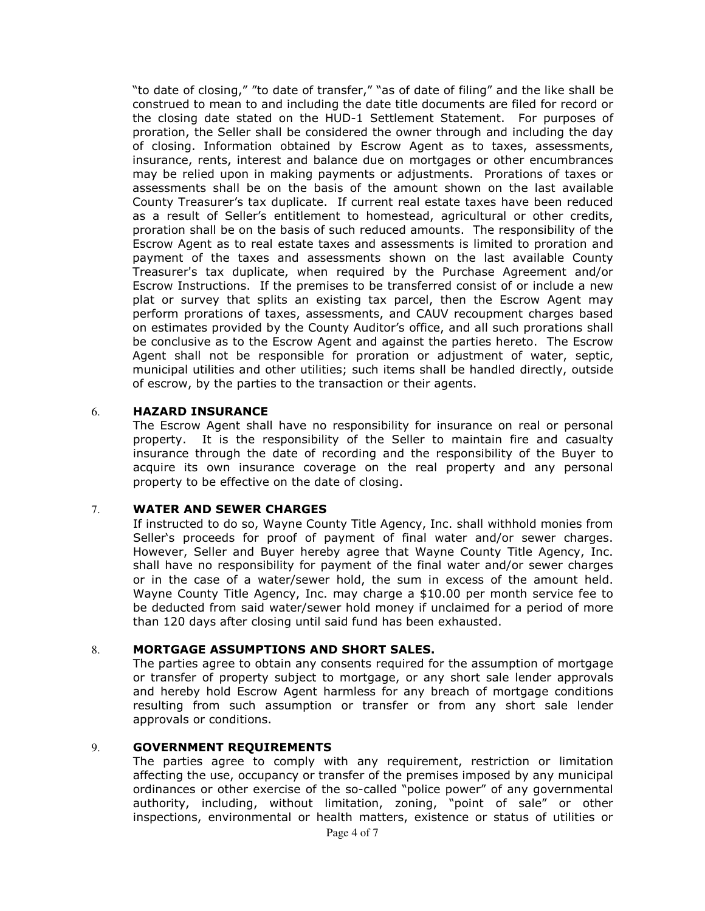"to date of closing," "to date of transfer," "as of date of filing" and the like shall be construed to mean to and including the date title documents are filed for record or the closing date stated on the HUD-1 Settlement Statement. For purposes of proration, the Seller shall be considered the owner through and including the day of closing. Information obtained by Escrow Agent as to taxes, assessments, insurance, rents, interest and balance due on mortgages or other encumbrances may be relied upon in making payments or adjustments. Prorations of taxes or assessments shall be on the basis of the amount shown on the last available County Treasurer's tax duplicate. If current real estate taxes have been reduced as a result of Seller's entitlement to homestead, agricultural or other credits, proration shall be on the basis of such reduced amounts. The responsibility of the Escrow Agent as to real estate taxes and assessments is limited to proration and payment of the taxes and assessments shown on the last available County Treasurer's tax duplicate, when required by the Purchase Agreement and/or Escrow Instructions. If the premises to be transferred consist of or include a new plat or survey that splits an existing tax parcel, then the Escrow Agent may perform prorations of taxes, assessments, and CAUV recoupment charges based on estimates provided by the County Auditor's office, and all such prorations shall be conclusive as to the Escrow Agent and against the parties hereto. The Escrow Agent shall not be responsible for proration or adjustment of water, septic, municipal utilities and other utilities; such items shall be handled directly, outside of escrow, by the parties to the transaction or their agents.

6. **HAZARD INSURANCE**
The Escrow Agent shall have no responsibility for insurance on real or personal property. It is the responsibility of the Seller to maintain fire and casualty insurance through the date of recording and the responsibility of the Buyer to acquire its own insurance coverage on the real property and any personal property to be effective on the date of closing.

7. **WATER AND SEWER CHARGES**
If instructed to do so, Wayne County Title Agency, Inc. shall withhold monies from Seller's proceeds for proof of payment of final water and/or sewer charges. However, Seller and Buyer hereby agree that Wayne County Title Agency, Inc. shall have no responsibility for payment of the final water and/or sewer charges or in the case of a water/sewer hold, the sum in excess of the amount held. Wayne County Title Agency, Inc. may charge a $10.00 per month service fee to be deducted from said water/sewer hold money if unclaimed for a period of more than 120 days after closing until said fund has been exhausted.

8. **MORTGAGE ASSUMPTIONS AND SHORT SALES.**
The parties agree to obtain any consents required for the assumption of mortgage or transfer of property subject to mortgage, or any short sale lender approvals and hereby hold Escrow Agent harmless for any breach of mortgage conditions resulting from such assumption or transfer or from any short sale lender approvals or conditions.

9. **GOVERNMENT REQUIREMENTS**
The parties agree to comply with any requirement, restriction or limitation affecting the use, occupancy or transfer of the premises imposed by any municipal ordinances or other exercise of the so-called "police power" of any governmental authority, including, without limitation, zoning, "point of sale" or other inspections, environmental or health matters, existence or status of utilities or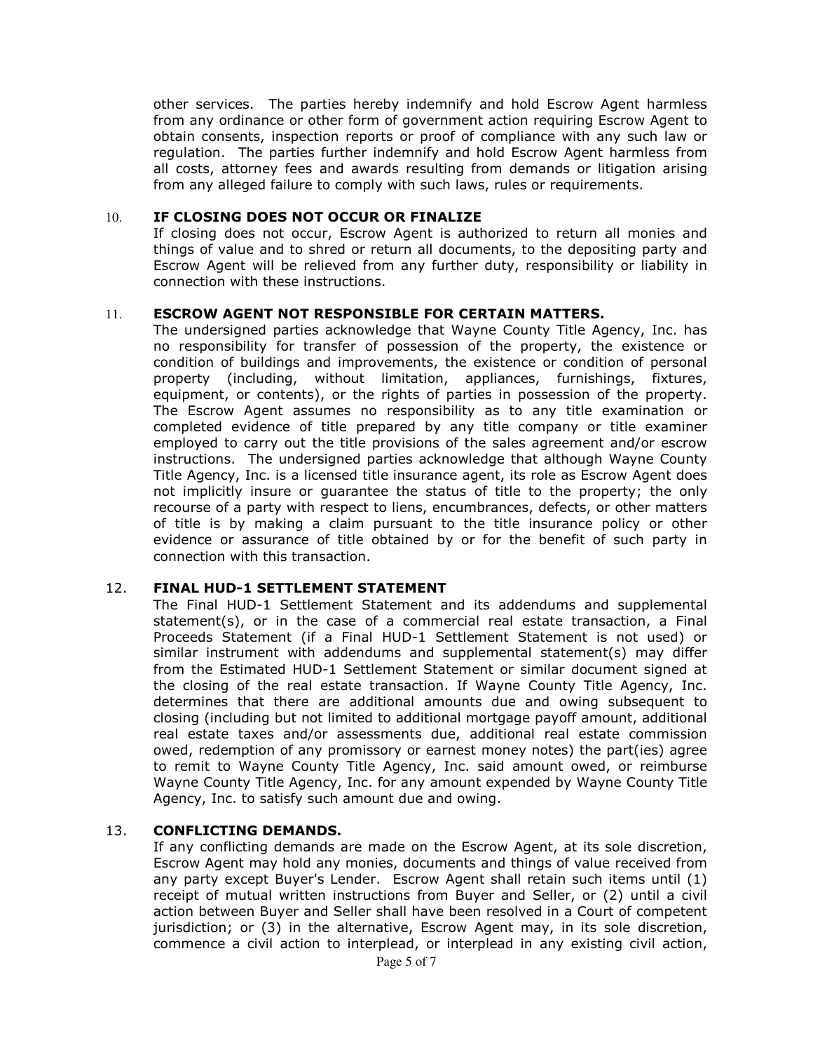other services. The parties hereby indemnify and hold Escrow Agent harmless from any ordinance or other form of government action requiring Escrow Agent to obtain consents, inspection reports or proof of compliance with any such law or regulation. The parties further indemnify and hold Escrow Agent harmless from all costs, attorney fees and awards resulting from demands or litigation arising from any alleged failure to comply with such laws, rules or requirements.

10. **IF CLOSING DOES NOT OCCUR OR FINALIZE**

If closing does not occur, Escrow Agent is authorized to return all monies and things of value and to shred or return all documents, to the depositing party and Escrow Agent will be relieved from any further duty, responsibility or liability in connection with these instructions.

11. **ESCROW AGENT NOT RESPONSIBLE FOR CERTAIN MATTERS.**

The undersigned parties acknowledge that Wayne County Title Agency, Inc. has no responsibility for transfer of possession of the property, the existence or condition of buildings and improvements, the existence or condition of personal property (including, without limitation, appliances, furnishings, fixtures, equipment, or contents), or the rights of parties in possession of the property. The Escrow Agent assumes no responsibility as to any title examination or completed evidence of title prepared by any title company or title examiner employed to carry out the title provisions of the sales agreement and/or escrow instructions. The undersigned parties acknowledge that although Wayne County Title Agency, Inc. is a licensed title insurance agent, its role as Escrow Agent does not implicitly insure or guarantee the status of title to the property; the only recourse of a party with respect to liens, encumbrances, defects, or other matters of title is by making a claim pursuant to the title insurance policy or other evidence or assurance of title obtained by or for the benefit of such party in connection with this transaction.

12. **FINAL HUD-1 SETTLEMENT STATEMENT**

The Final HUD-1 Settlement Statement and its addendums and supplemental statement(s), or in the case of a commercial real estate transaction, a Final Proceeds Statement (if a Final HUD-1 Settlement Statement is not used) or similar instrument with addendums and supplemental statement(s) may differ from the Estimated HUD-1 Settlement Statement or similar document signed at the closing of the real estate transaction. If Wayne County Title Agency, Inc. determines that there are additional amounts due and owing subsequent to closing (including but not limited to additional mortgage payoff amount, additional real estate taxes and/or assessments due, additional real estate commission owed, redemption of any promissory or earnest money notes) the part(ies) agree to remit to Wayne County Title Agency, Inc. said amount owed, or reimburse Wayne County Title Agency, Inc. for any amount expended by Wayne County Title Agency, Inc. to satisfy such amount due and owing.

13. **CONFLICTING DEMANDS.**

If any conflicting demands are made on the Escrow Agent, at its sole discretion, Escrow Agent may hold any monies, documents and things of value received from any party except Buyer's Lender. Escrow Agent shall retain such items until (1) receipt of mutual written instructions from Buyer and Seller, or (2) until a civil action between Buyer and Seller shall have been resolved in a Court of competent jurisdiction; or (3) in the alternative, Escrow Agent may, in its sole discretion, commence a civil action to interplead, or interplead in any existing civil action,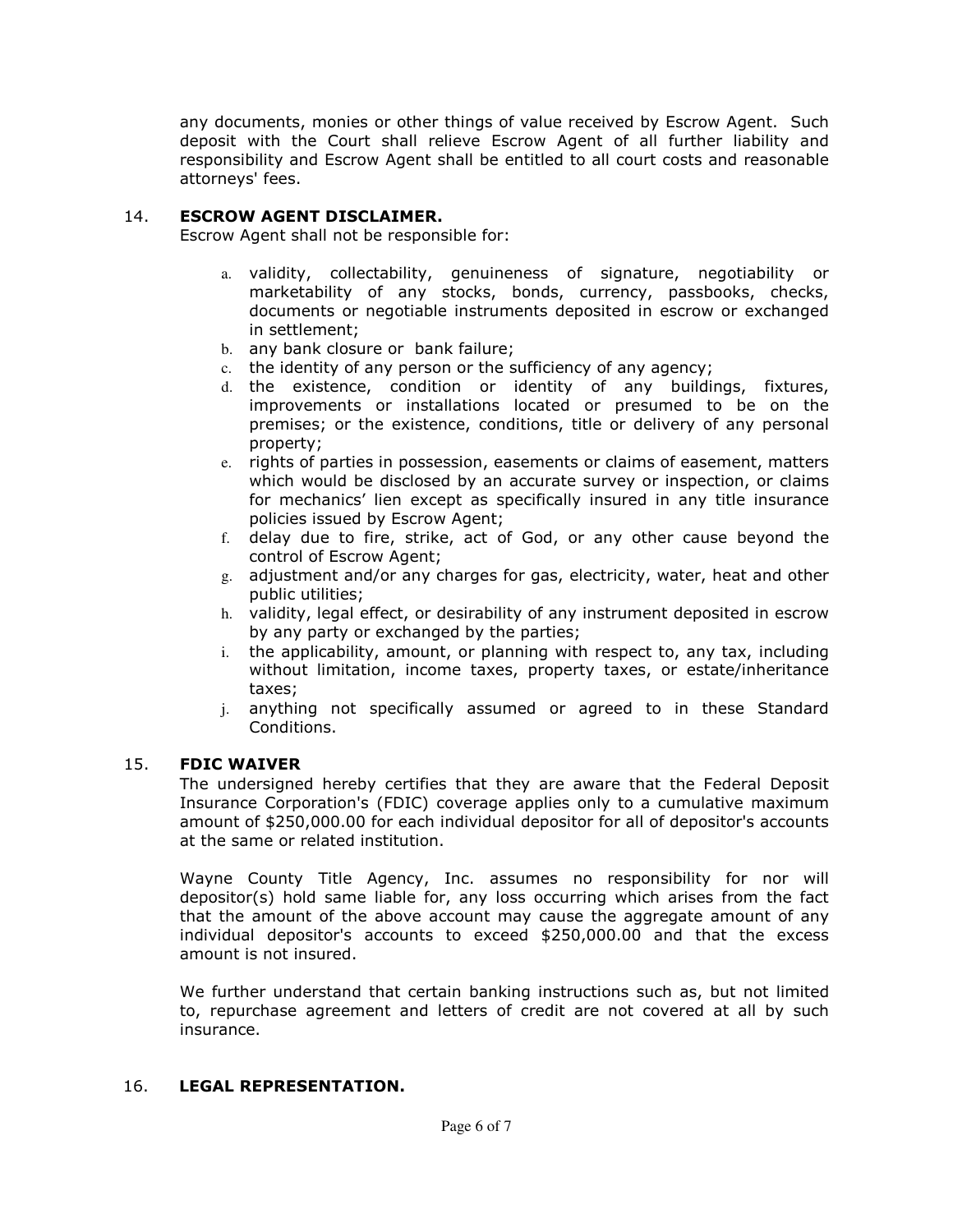any documents, monies or other things of value received by Escrow Agent. Such deposit with the Court shall relieve Escrow Agent of all further liability and responsibility and Escrow Agent shall be entitled to all court costs and reasonable attorneys' fees.

## 14. ESCROW AGENT DISCLAIMER.

Escrow Agent shall not be responsible for:

a. validity, collectability, genuineness of signature, negotiability or marketability of any stocks, bonds, currency, passbooks, checks, documents or negotiable instruments deposited in escrow or exchanged in settlement;
b. any bank closure or bank failure;
c. the identity of any person or the sufficiency of any agency;
d. the existence, condition or identity of any buildings, fixtures, improvements or installations located or presumed to be on the premises; or the existence, conditions, title or delivery of any personal property;
e. rights of parties in possession, easements or claims of easement, matters which would be disclosed by an accurate survey or inspection, or claims for mechanics' lien except as specifically insured in any title insurance policies issued by Escrow Agent;
f. delay due to fire, strike, act of God, or any other cause beyond the control of Escrow Agent;
g. adjustment and/or any charges for gas, electricity, water, heat and other public utilities;
h. validity, legal effect, or desirability of any instrument deposited in escrow by any party or exchanged by the parties;
i. the applicability, amount, or planning with respect to, any tax, including without limitation, income taxes, property taxes, or estate/inheritance taxes;
j. anything not specifically assumed or agreed to in these Standard Conditions.

## 15. FDIC WAIVER

The undersigned hereby certifies that they are aware that the Federal Deposit Insurance Corporation's (FDIC) coverage applies only to a cumulative maximum amount of $250,000.00 for each individual depositor for all of depositor's accounts at the same or related institution.

Wayne County Title Agency, Inc. assumes no responsibility for nor will depositor(s) hold same liable for, any loss occurring which arises from the fact that the amount of the above account may cause the aggregate amount of any individual depositor's accounts to exceed $250,000.00 and that the excess amount is not insured.

We further understand that certain banking instructions such as, but not limited to, repurchase agreement and letters of credit are not covered at all by such insurance.

## 16. LEGAL REPRESENTATION.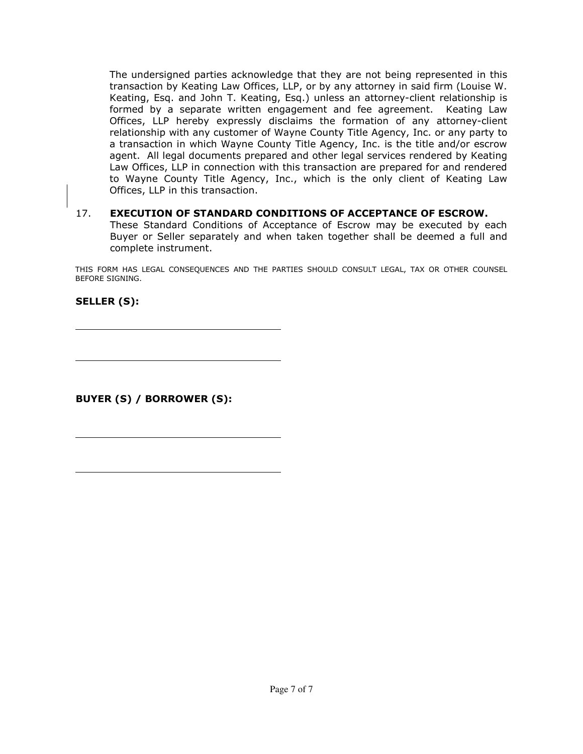The undersigned parties acknowledge that they are not being represented in this transaction by Keating Law Offices, LLP, or by any attorney in said firm (Louise W. Keating, Esq. and John T. Keating, Esq.) unless an attorney-client relationship is formed by a separate written engagement and fee agreement. Keating Law Offices, LLP hereby expressly disclaims the formation of any attorney-client relationship with any customer of Wayne County Title Agency, Inc. or any party to a transaction in which Wayne County Title Agency, Inc. is the title and/or escrow agent. All legal documents prepared and other legal services rendered by Keating Law Offices, LLP in connection with this transaction are prepared for and rendered to Wayne County Title Agency, Inc., which is the only client of Keating Law Offices, LLP in this transaction.

17. **EXECUTION OF STANDARD CONDITIONS OF ACCEPTANCE OF ESCROW.**
These Standard Conditions of Acceptance of Escrow may be executed by each Buyer or Seller separately and when taken together shall be deemed a full and complete instrument.

THIS FORM HAS LEGAL CONSEQUENCES AND THE PARTIES SHOULD CONSULT LEGAL, TAX OR OTHER COUNSEL BEFORE SIGNING.

**SELLER (S):**

\_\_\_\_\_\_\_\_\_\_\_\_\_\_\_\_\_\_\_\_\_\_\_\_\_\_\_\_\_\_\_\_\_\_\_\_

\_\_\_\_\_\_\_\_\_\_\_\_\_\_\_\_\_\_\_\_\_\_\_\_\_\_\_\_\_\_\_\_\_\_\_\_

**BUYER (S) / BORROWER (S):**

\_\_\_\_\_\_\_\_\_\_\_\_\_\_\_\_\_\_\_\_\_\_\_\_\_\_\_\_\_\_\_\_\_\_\_\_

\_\_\_\_\_\_\_\_\_\_\_\_\_\_\_\_\_\_\_\_\_\_\_\_\_\_\_\_\_\_\_\_\_\_\_\_